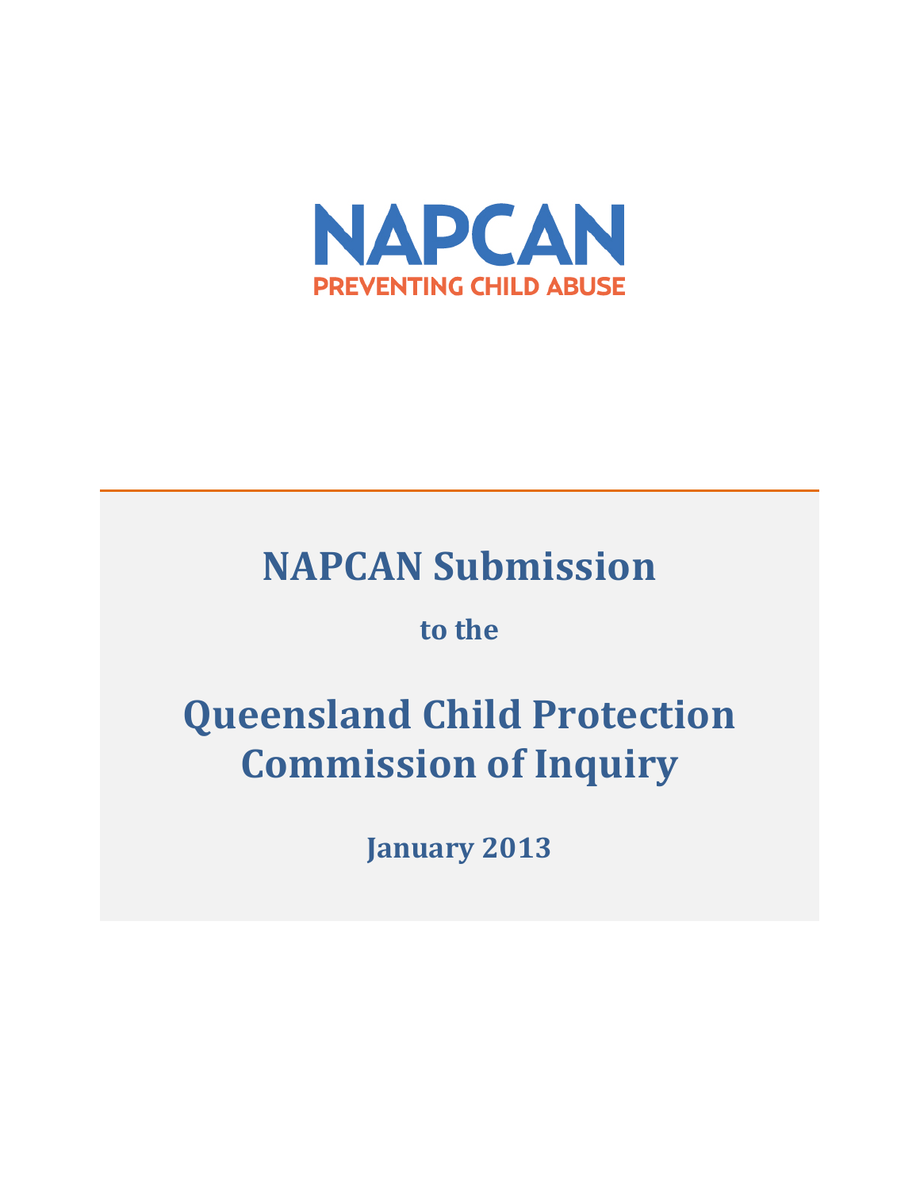NAPCAN

PREVENTING CHILD ABUSE

# NAPCAN Submission

**to the**

# Queensland Child Protection Commission of Inquiry

**January 2013**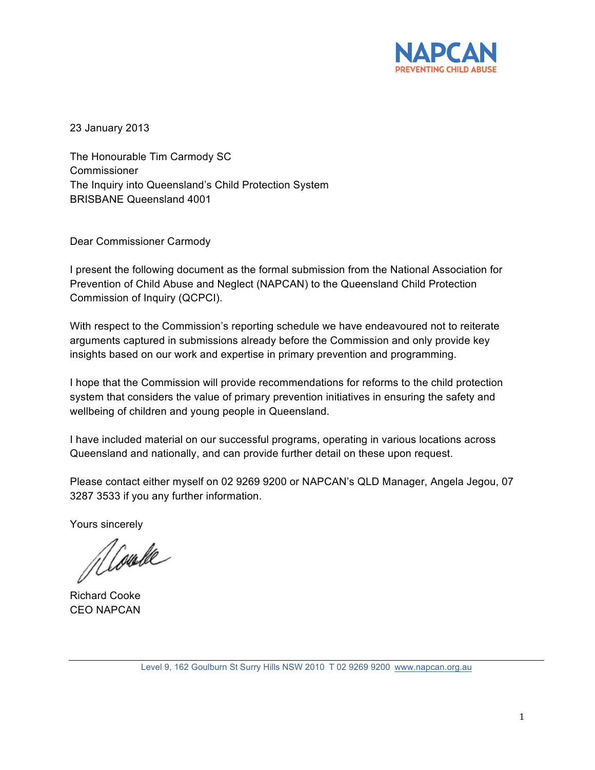NAPCAN
PREVENTING CHILD ABUSE

23 January 2013

The Honourable Tim Carmody SC
Commissioner
The Inquiry into Queensland's Child Protection System
BRISBANE Queensland 4001

Dear Commissioner Carmody

I present the following document as the formal submission from the National Association for Prevention of Child Abuse and Neglect (NAPCAN) to the Queensland Child Protection Commission of Inquiry (QCPCI).

With respect to the Commission's reporting schedule we have endeavoured not to reiterate arguments captured in submissions already before the Commission and only provide key insights based on our work and expertise in primary prevention and programming.

I hope that the Commission will provide recommendations for reforms to the child protection system that considers the value of primary prevention initiatives in ensuring the safety and wellbeing of children and young people in Queensland.

I have included material on our successful programs, operating in various locations across Queensland and nationally, and can provide further detail on these upon request.

Please contact either myself on 02 9269 9200 or NAPCAN's QLD Manager, Angela Jegou, 07 3287 3533 if you any further information.

Yours sincerely

Richard Cooke
CEO NAPCAN

Level 9, 162 Goulburn St Surry Hills NSW 2010 T 02 9269 9200 www.napcan.org.au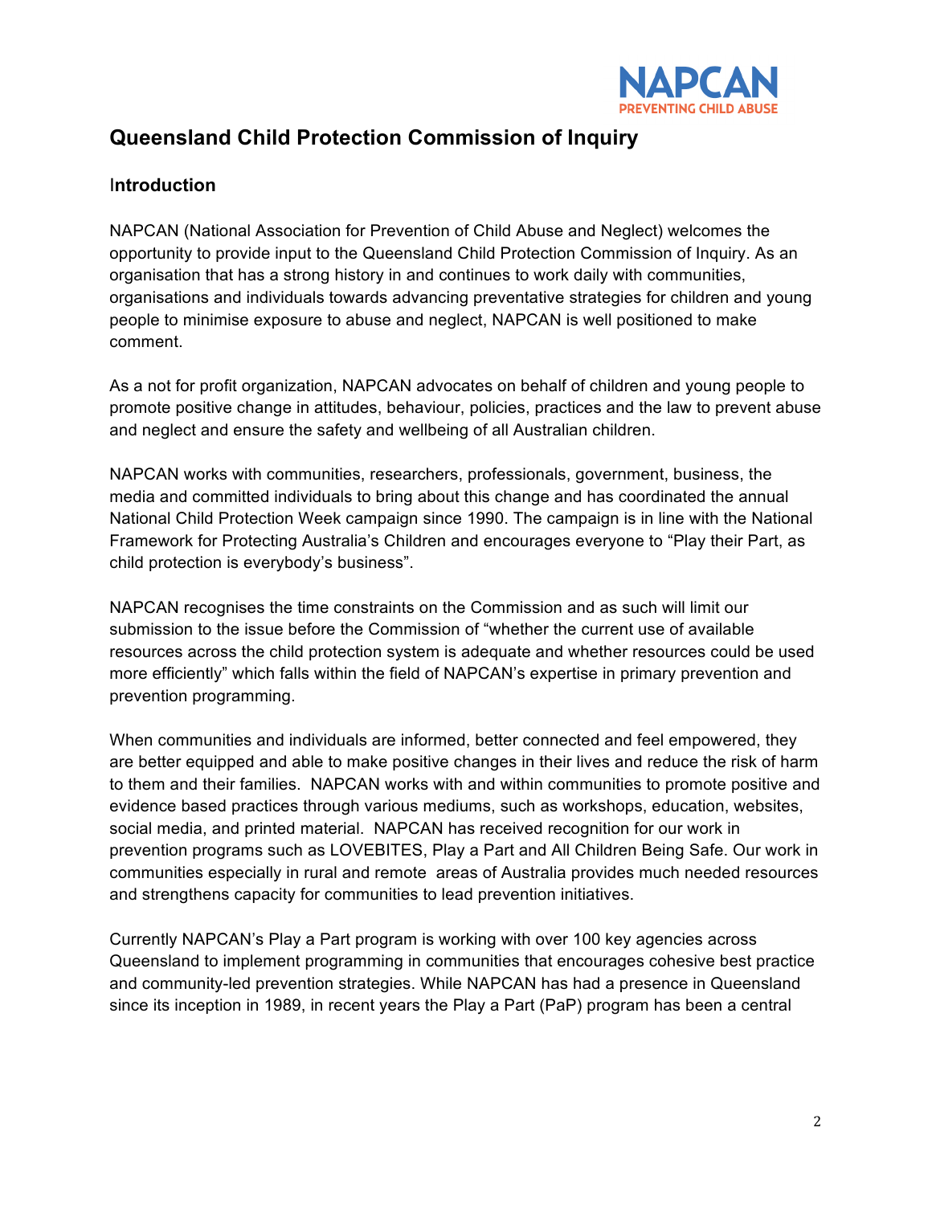# Queensland Child Protection Commission of Inquiry

## Introduction

NAPCAN (National Association for Prevention of Child Abuse and Neglect) welcomes the opportunity to provide input to the Queensland Child Protection Commission of Inquiry. As an organisation that has a strong history in and continues to work daily with communities, organisations and individuals towards advancing preventative strategies for children and young people to minimise exposure to abuse and neglect, NAPCAN is well positioned to make comment.

As a not for profit organization, NAPCAN advocates on behalf of children and young people to promote positive change in attitudes, behaviour, policies, practices and the law to prevent abuse and neglect and ensure the safety and wellbeing of all Australian children.

NAPCAN works with communities, researchers, professionals, government, business, the media and committed individuals to bring about this change and has coordinated the annual National Child Protection Week campaign since 1990. The campaign is in line with the National Framework for Protecting Australia's Children and encourages everyone to "Play their Part, as child protection is everybody's business".

NAPCAN recognises the time constraints on the Commission and as such will limit our submission to the issue before the Commission of "whether the current use of available resources across the child protection system is adequate and whether resources could be used more efficiently" which falls within the field of NAPCAN's expertise in primary prevention and prevention programming.

When communities and individuals are informed, better connected and feel empowered, they are better equipped and able to make positive changes in their lives and reduce the risk of harm to them and their families. NAPCAN works with and within communities to promote positive and evidence based practices through various mediums, such as workshops, education, websites, social media, and printed material. NAPCAN has received recognition for our work in prevention programs such as LOVEBITES, Play a Part and All Children Being Safe. Our work in communities especially in rural and remote areas of Australia provides much needed resources and strengthens capacity for communities to lead prevention initiatives.

Currently NAPCAN's Play a Part program is working with over 100 key agencies across Queensland to implement programming in communities that encourages cohesive best practice and community-led prevention strategies. While NAPCAN has had a presence in Queensland since its inception in 1989, in recent years the Play a Part (PaP) program has been a central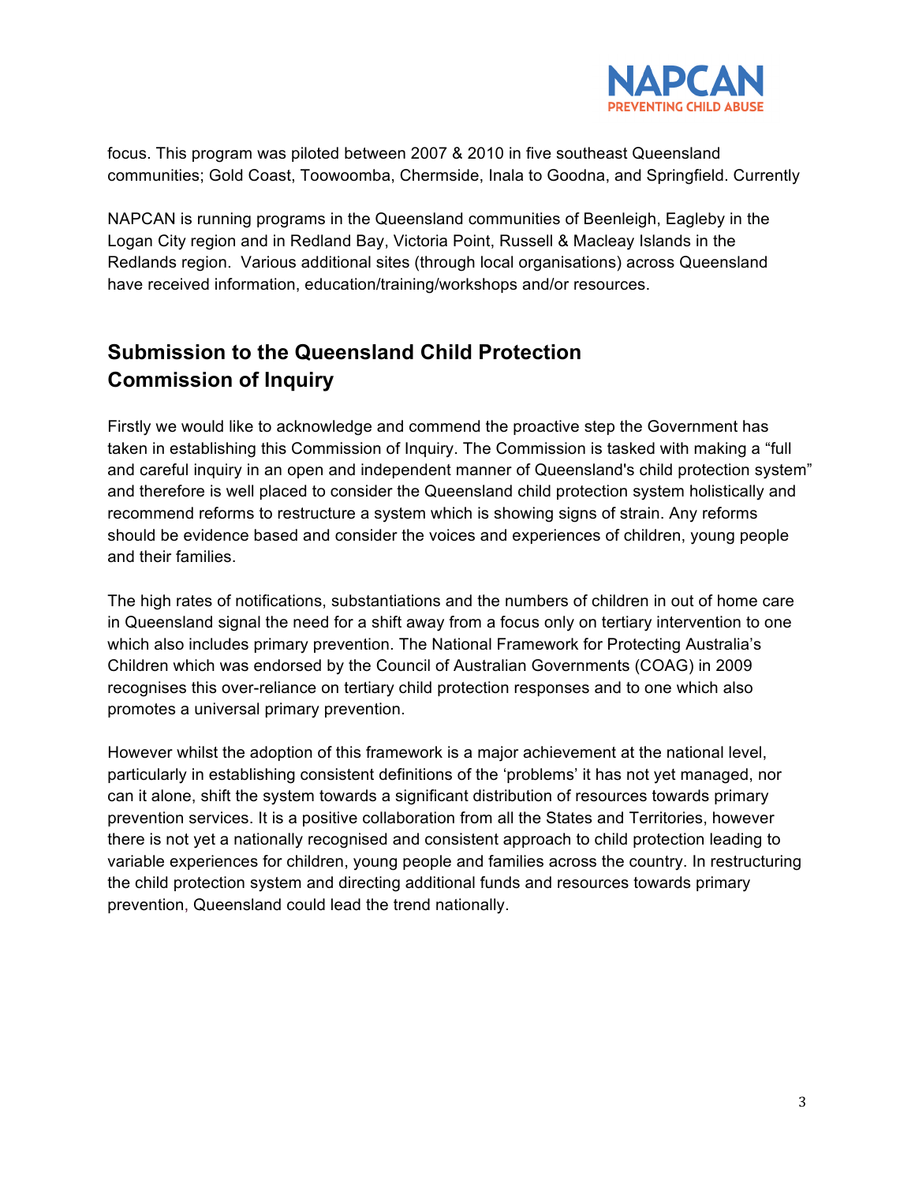focus. This program was piloted between 2007 & 2010 in five southeast Queensland communities; Gold Coast, Toowoomba, Chermside, Inala to Goodna, and Springfield. Currently

NAPCAN is running programs in the Queensland communities of Beenleigh, Eagleby in the Logan City region and in Redland Bay, Victoria Point, Russell & Macleay Islands in the Redlands region. Various additional sites (through local organisations) across Queensland have received information, education/training/workshops and/or resources.

## Submission to the Queensland Child Protection Commission of Inquiry

Firstly we would like to acknowledge and commend the proactive step the Government has taken in establishing this Commission of Inquiry. The Commission is tasked with making a "full and careful inquiry in an open and independent manner of Queensland's child protection system" and therefore is well placed to consider the Queensland child protection system holistically and recommend reforms to restructure a system which is showing signs of strain. Any reforms should be evidence based and consider the voices and experiences of children, young people and their families.

The high rates of notifications, substantiations and the numbers of children in out of home care in Queensland signal the need for a shift away from a focus only on tertiary intervention to one which also includes primary prevention. The National Framework for Protecting Australia's Children which was endorsed by the Council of Australian Governments (COAG) in 2009 recognises this over-reliance on tertiary child protection responses and to one which also promotes a universal primary prevention.

However whilst the adoption of this framework is a major achievement at the national level, particularly in establishing consistent definitions of the 'problems' it has not yet managed, nor can it alone, shift the system towards a significant distribution of resources towards primary prevention services. It is a positive collaboration from all the States and Territories, however there is not yet a nationally recognised and consistent approach to child protection leading to variable experiences for children, young people and families across the country. In restructuring the child protection system and directing additional funds and resources towards primary prevention, Queensland could lead the trend nationally.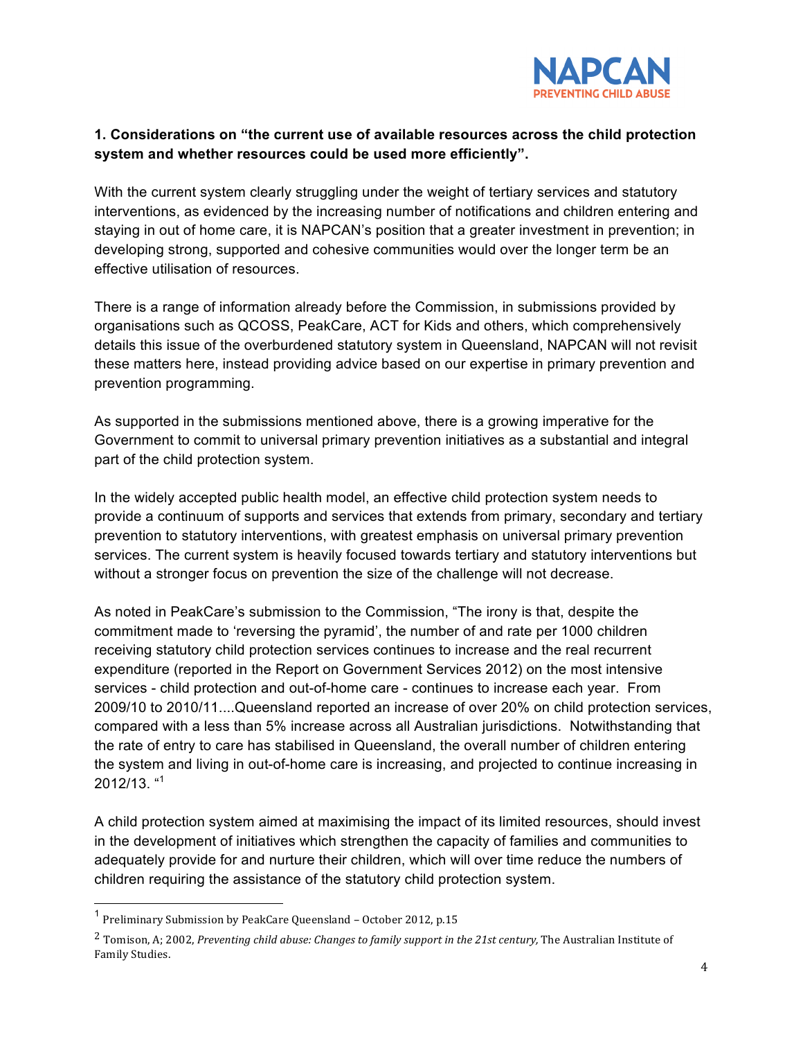### 1. Considerations on "the current use of available resources across the child protection system and whether resources could be used more efficiently".

With the current system clearly struggling under the weight of tertiary services and statutory interventions, as evidenced by the increasing number of notifications and children entering and staying in out of home care, it is NAPCAN's position that a greater investment in prevention; in developing strong, supported and cohesive communities would over the longer term be an effective utilisation of resources.

There is a range of information already before the Commission, in submissions provided by organisations such as QCOSS, PeakCare, ACT for Kids and others, which comprehensively details this issue of the overburdened statutory system in Queensland, NAPCAN will not revisit these matters here, instead providing advice based on our expertise in primary prevention and prevention programming.

As supported in the submissions mentioned above, there is a growing imperative for the Government to commit to universal primary prevention initiatives as a substantial and integral part of the child protection system.

In the widely accepted public health model, an effective child protection system needs to provide a continuum of supports and services that extends from primary, secondary and tertiary prevention to statutory interventions, with greatest emphasis on universal primary prevention services. The current system is heavily focused towards tertiary and statutory interventions but without a stronger focus on prevention the size of the challenge will not decrease.

As noted in PeakCare's submission to the Commission, "The irony is that, despite the commitment made to 'reversing the pyramid', the number of and rate per 1000 children receiving statutory child protection services continues to increase and the real recurrent expenditure (reported in the Report on Government Services 2012) on the most intensive services - child protection and out-of-home care - continues to increase each year. From 2009/10 to 2010/11....Queensland reported an increase of over 20% on child protection services, compared with a less than 5% increase across all Australian jurisdictions. Notwithstanding that the rate of entry to care has stabilised in Queensland, the overall number of children entering the system and living in out-of-home care is increasing, and projected to continue increasing in 2012/13. "[1]

A child protection system aimed at maximising the impact of its limited resources, should invest in the development of initiatives which strengthen the capacity of families and communities to adequately provide for and nurture their children, which will over time reduce the numbers of children requiring the assistance of the statutory child protection system.

---

[1] Preliminary Submission by PeakCare Queensland – October 2012, p.15

[2] Tomison, A; 2002, *Preventing child abuse: Changes to family support in the 21st century,* The Australian Institute of Family Studies.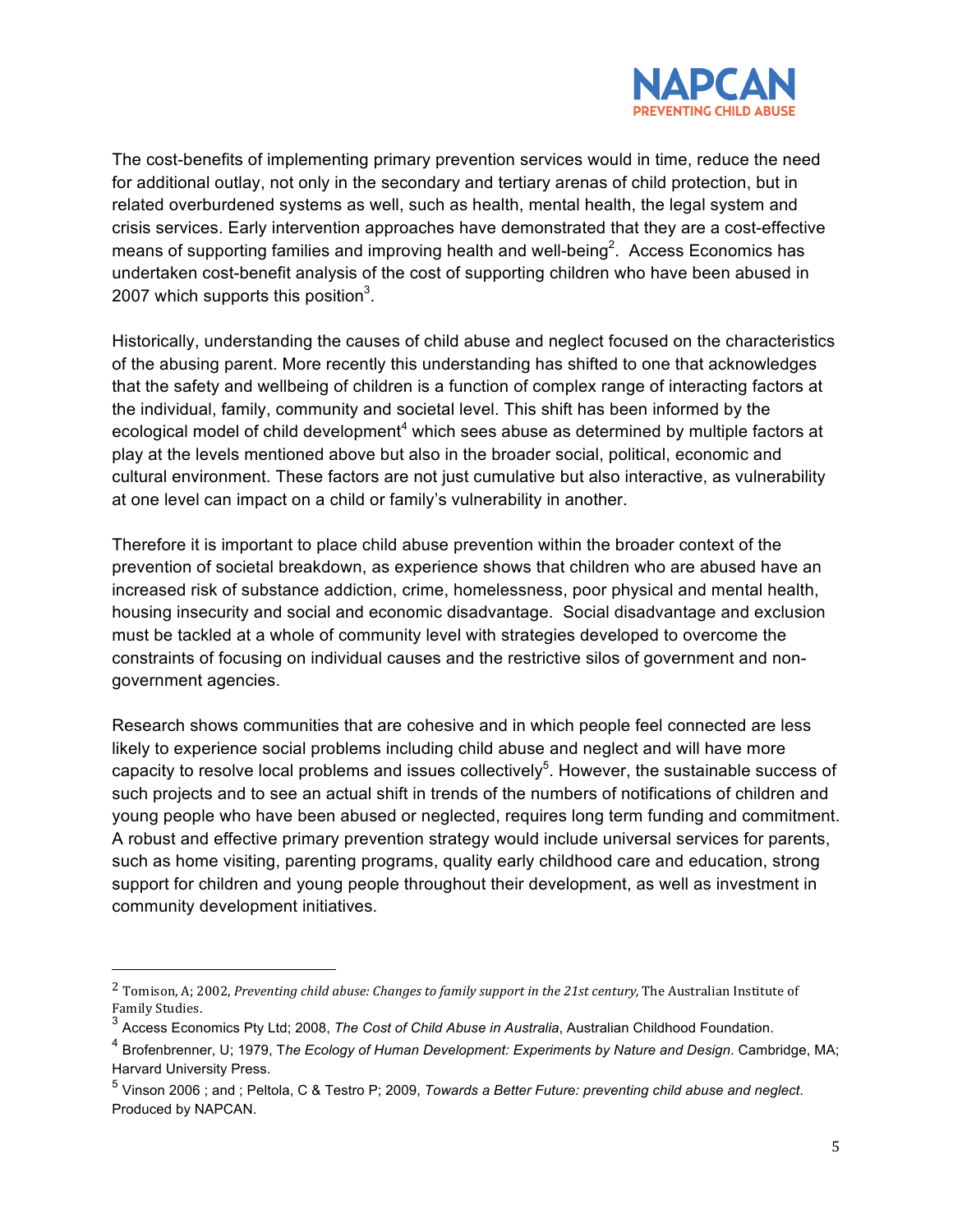The cost-benefits of implementing primary prevention services would in time, reduce the need for additional outlay, not only in the secondary and tertiary arenas of child protection, but in related overburdened systems as well, such as health, mental health, the legal system and crisis services. Early intervention approaches have demonstrated that they are a cost-effective means of supporting families and improving health and well-being[2]. Access Economics has undertaken cost-benefit analysis of the cost of supporting children who have been abused in 2007 which supports this position[3].

Historically, understanding the causes of child abuse and neglect focused on the characteristics of the abusing parent. More recently this understanding has shifted to one that acknowledges that the safety and wellbeing of children is a function of complex range of interacting factors at the individual, family, community and societal level. This shift has been informed by the ecological model of child development[4] which sees abuse as determined by multiple factors at play at the levels mentioned above but also in the broader social, political, economic and cultural environment. These factors are not just cumulative but also interactive, as vulnerability at one level can impact on a child or family's vulnerability in another.

Therefore it is important to place child abuse prevention within the broader context of the prevention of societal breakdown, as experience shows that children who are abused have an increased risk of substance addiction, crime, homelessness, poor physical and mental health, housing insecurity and social and economic disadvantage. Social disadvantage and exclusion must be tackled at a whole of community level with strategies developed to overcome the constraints of focusing on individual causes and the restrictive silos of government and non-government agencies.

Research shows communities that are cohesive and in which people feel connected are less likely to experience social problems including child abuse and neglect and will have more capacity to resolve local problems and issues collectively[5]. However, the sustainable success of such projects and to see an actual shift in trends of the numbers of notifications of children and young people who have been abused or neglected, requires long term funding and commitment. A robust and effective primary prevention strategy would include universal services for parents, such as home visiting, parenting programs, quality early childhood care and education, strong support for children and young people throughout their development, as well as investment in community development initiatives.

---

[2] Tomison, A; 2002, *Preventing child abuse: Changes to family support in the 21st century,* The Australian Institute of Family Studies.

[3] Access Economics Pty Ltd; 2008, *The Cost of Child Abuse in Australia*, Australian Childhood Foundation.

[4] Brofenbrenner, U; 1979, T*he Ecology of Human Development: Experiments by Nature and Design*. Cambridge, MA; Harvard University Press.

[5] Vinson 2006 ; and ; Peltola, C & Testro P; 2009, *Towards a Better Future: preventing child abuse and neglect*. Produced by NAPCAN.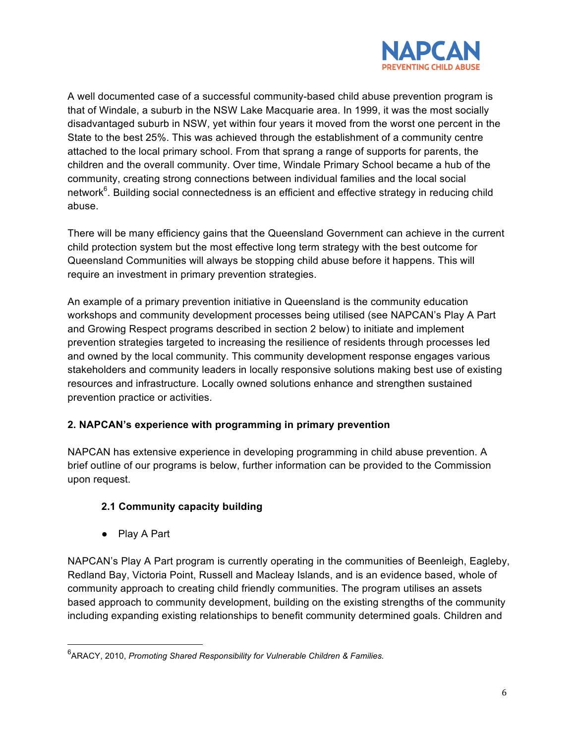A well documented case of a successful community-based child abuse prevention program is that of Windale, a suburb in the NSW Lake Macquarie area. In 1999, it was the most socially disadvantaged suburb in NSW, yet within four years it moved from the worst one percent in the State to the best 25%. This was achieved through the establishment of a community centre attached to the local primary school. From that sprang a range of supports for parents, the children and the overall community. Over time, Windale Primary School became a hub of the community, creating strong connections between individual families and the local social network[6]. Building social connectedness is an efficient and effective strategy in reducing child abuse.

There will be many efficiency gains that the Queensland Government can achieve in the current child protection system but the most effective long term strategy with the best outcome for Queensland Communities will always be stopping child abuse before it happens. This will require an investment in primary prevention strategies.

An example of a primary prevention initiative in Queensland is the community education workshops and community development processes being utilised (see NAPCAN's Play A Part and Growing Respect programs described in section 2 below) to initiate and implement prevention strategies targeted to increasing the resilience of residents through processes led and owned by the local community. This community development response engages various stakeholders and community leaders in locally responsive solutions making best use of existing resources and infrastructure. Locally owned solutions enhance and strengthen sustained prevention practice or activities.

**2. NAPCAN's experience with programming in primary prevention**

NAPCAN has extensive experience in developing programming in child abuse prevention. A brief outline of our programs is below, further information can be provided to the Commission upon request.

**2.1 Community capacity building**

- Play A Part

NAPCAN's Play A Part program is currently operating in the communities of Beenleigh, Eagleby, Redland Bay, Victoria Point, Russell and Macleay Islands, and is an evidence based, whole of community approach to creating child friendly communities. The program utilises an assets based approach to community development, building on the existing strengths of the community including expanding existing relationships to benefit community determined goals. Children and

[6] ARACY, 2010, *Promoting Shared Responsibility for Vulnerable Children & Families.*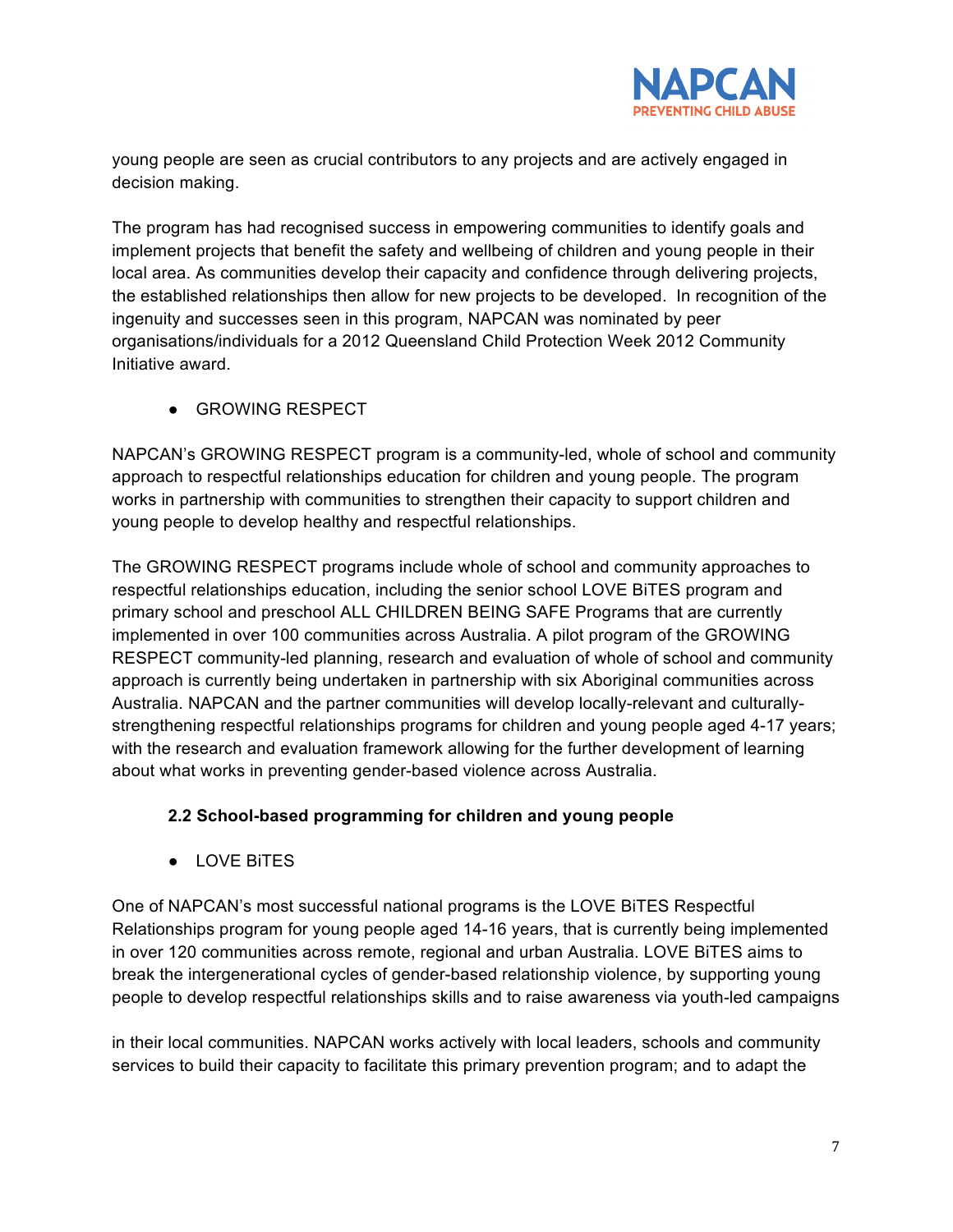young people are seen as crucial contributors to any projects and are actively engaged in decision making.

The program has had recognised success in empowering communities to identify goals and implement projects that benefit the safety and wellbeing of children and young people in their local area. As communities develop their capacity and confidence through delivering projects, the established relationships then allow for new projects to be developed. In recognition of the ingenuity and successes seen in this program, NAPCAN was nominated by peer organisations/individuals for a 2012 Queensland Child Protection Week 2012 Community Initiative award.

- GROWING RESPECT

NAPCAN's GROWING RESPECT program is a community-led, whole of school and community approach to respectful relationships education for children and young people. The program works in partnership with communities to strengthen their capacity to support children and young people to develop healthy and respectful relationships.

The GROWING RESPECT programs include whole of school and community approaches to respectful relationships education, including the senior school LOVE BiTES program and primary school and preschool ALL CHILDREN BEING SAFE Programs that are currently implemented in over 100 communities across Australia. A pilot program of the GROWING RESPECT community-led planning, research and evaluation of whole of school and community approach is currently being undertaken in partnership with six Aboriginal communities across Australia. NAPCAN and the partner communities will develop locally-relevant and culturally-strengthening respectful relationships programs for children and young people aged 4-17 years; with the research and evaluation framework allowing for the further development of learning about what works in preventing gender-based violence across Australia.

### 2.2 School-based programming for children and young people

- LOVE BiTES

One of NAPCAN's most successful national programs is the LOVE BiTES Respectful Relationships program for young people aged 14-16 years, that is currently being implemented in over 120 communities across remote, regional and urban Australia. LOVE BiTES aims to break the intergenerational cycles of gender-based relationship violence, by supporting young people to develop respectful relationships skills and to raise awareness via youth-led campaigns in their local communities. NAPCAN works actively with local leaders, schools and community services to build their capacity to facilitate this primary prevention program; and to adapt the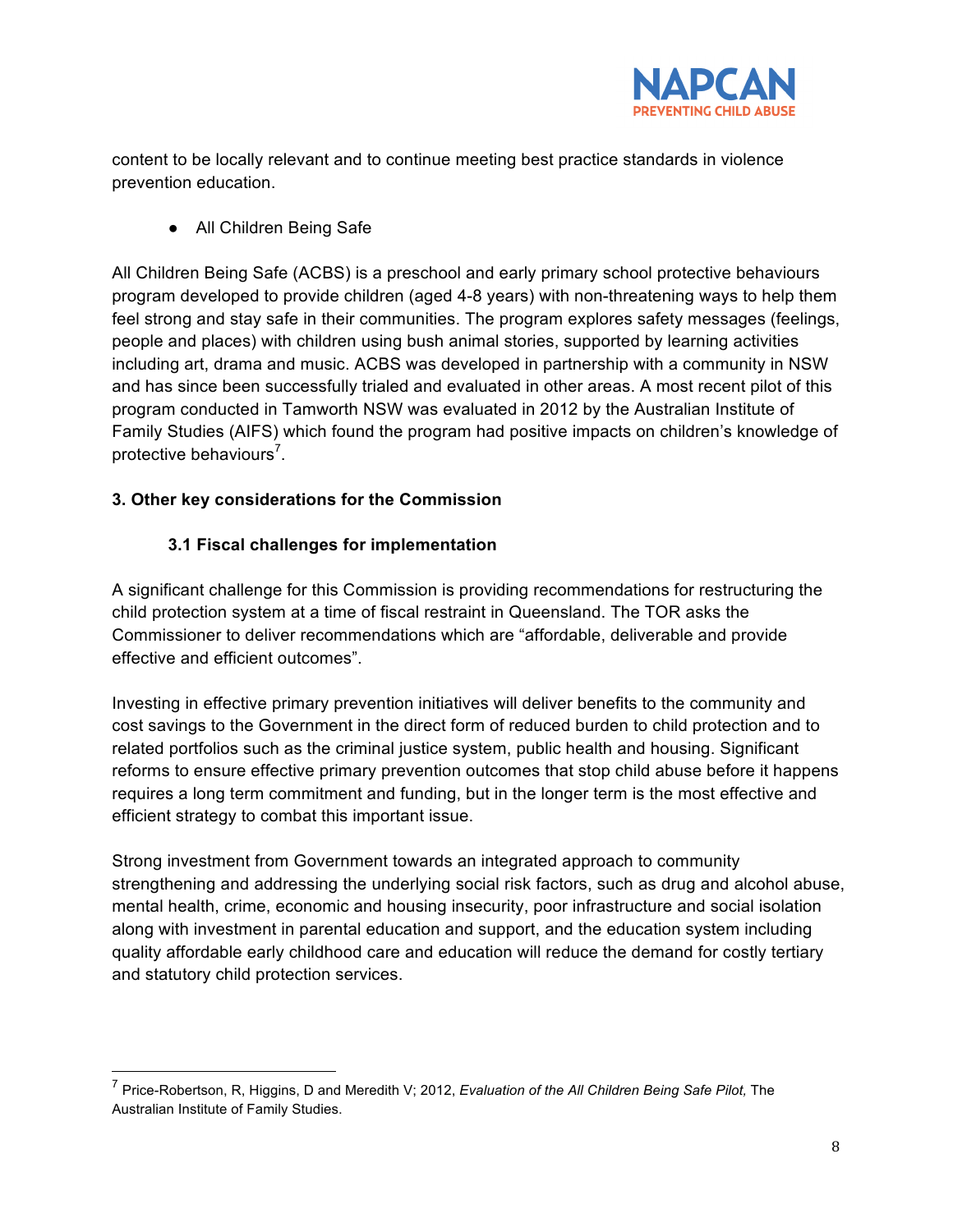content to be locally relevant and to continue meeting best practice standards in violence prevention education.

- All Children Being Safe

All Children Being Safe (ACBS) is a preschool and early primary school protective behaviours program developed to provide children (aged 4-8 years) with non-threatening ways to help them feel strong and stay safe in their communities. The program explores safety messages (feelings, people and places) with children using bush animal stories, supported by learning activities including art, drama and music. ACBS was developed in partnership with a community in NSW and has since been successfully trialed and evaluated in other areas. A most recent pilot of this program conducted in Tamworth NSW was evaluated in 2012 by the Australian Institute of Family Studies (AIFS) which found the program had positive impacts on children's knowledge of protective behaviours[7].

## 3. Other key considerations for the Commission

### 3.1 Fiscal challenges for implementation

A significant challenge for this Commission is providing recommendations for restructuring the child protection system at a time of fiscal restraint in Queensland. The TOR asks the Commissioner to deliver recommendations which are "affordable, deliverable and provide effective and efficient outcomes".

Investing in effective primary prevention initiatives will deliver benefits to the community and cost savings to the Government in the direct form of reduced burden to child protection and to related portfolios such as the criminal justice system, public health and housing. Significant reforms to ensure effective primary prevention outcomes that stop child abuse before it happens requires a long term commitment and funding, but in the longer term is the most effective and efficient strategy to combat this important issue.

Strong investment from Government towards an integrated approach to community strengthening and addressing the underlying social risk factors, such as drug and alcohol abuse, mental health, crime, economic and housing insecurity, poor infrastructure and social isolation along with investment in parental education and support, and the education system including quality affordable early childhood care and education will reduce the demand for costly tertiary and statutory child protection services.

---

[7] Price-Robertson, R, Higgins, D and Meredith V; 2012, *Evaluation of the All Children Being Safe Pilot,* The Australian Institute of Family Studies.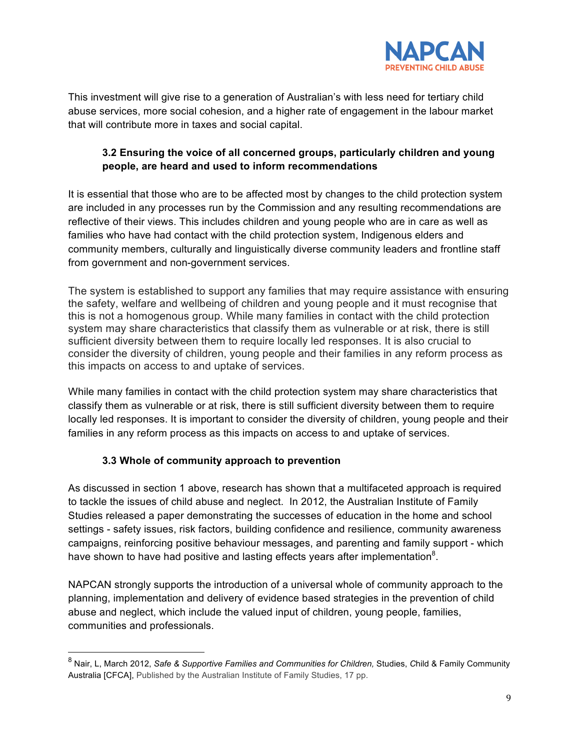This investment will give rise to a generation of Australian's with less need for tertiary child abuse services, more social cohesion, and a higher rate of engagement in the labour market that will contribute more in taxes and social capital.

### 3.2 Ensuring the voice of all concerned groups, particularly children and young people, are heard and used to inform recommendations

It is essential that those who are to be affected most by changes to the child protection system are included in any processes run by the Commission and any resulting recommendations are reflective of their views. This includes children and young people who are in care as well as families who have had contact with the child protection system, Indigenous elders and community members, culturally and linguistically diverse community leaders and frontline staff from government and non-government services.

The system is established to support any families that may require assistance with ensuring the safety, welfare and wellbeing of children and young people and it must recognise that this is not a homogenous group. While many families in contact with the child protection system may share characteristics that classify them as vulnerable or at risk, there is still sufficient diversity between them to require locally led responses. It is also crucial to consider the diversity of children, young people and their families in any reform process as this impacts on access to and uptake of services.

While many families in contact with the child protection system may share characteristics that classify them as vulnerable or at risk, there is still sufficient diversity between them to require locally led responses. It is important to consider the diversity of children, young people and their families in any reform process as this impacts on access to and uptake of services.

### 3.3 Whole of community approach to prevention

As discussed in section 1 above, research has shown that a multifaceted approach is required to tackle the issues of child abuse and neglect. In 2012, the Australian Institute of Family Studies released a paper demonstrating the successes of education in the home and school settings - safety issues, risk factors, building confidence and resilience, community awareness campaigns, reinforcing positive behaviour messages, and parenting and family support - which have shown to have had positive and lasting effects years after implementation[8].

NAPCAN strongly supports the introduction of a universal whole of community approach to the planning, implementation and delivery of evidence based strategies in the prevention of child abuse and neglect, which include the valued input of children, young people, families, communities and professionals.

---

[8] Nair, L, March 2012, *Safe & Supportive Families and Communities for Children,* Studies, Child & Family Community Australia [CFCA], Published by the Australian Institute of Family Studies, 17 pp.